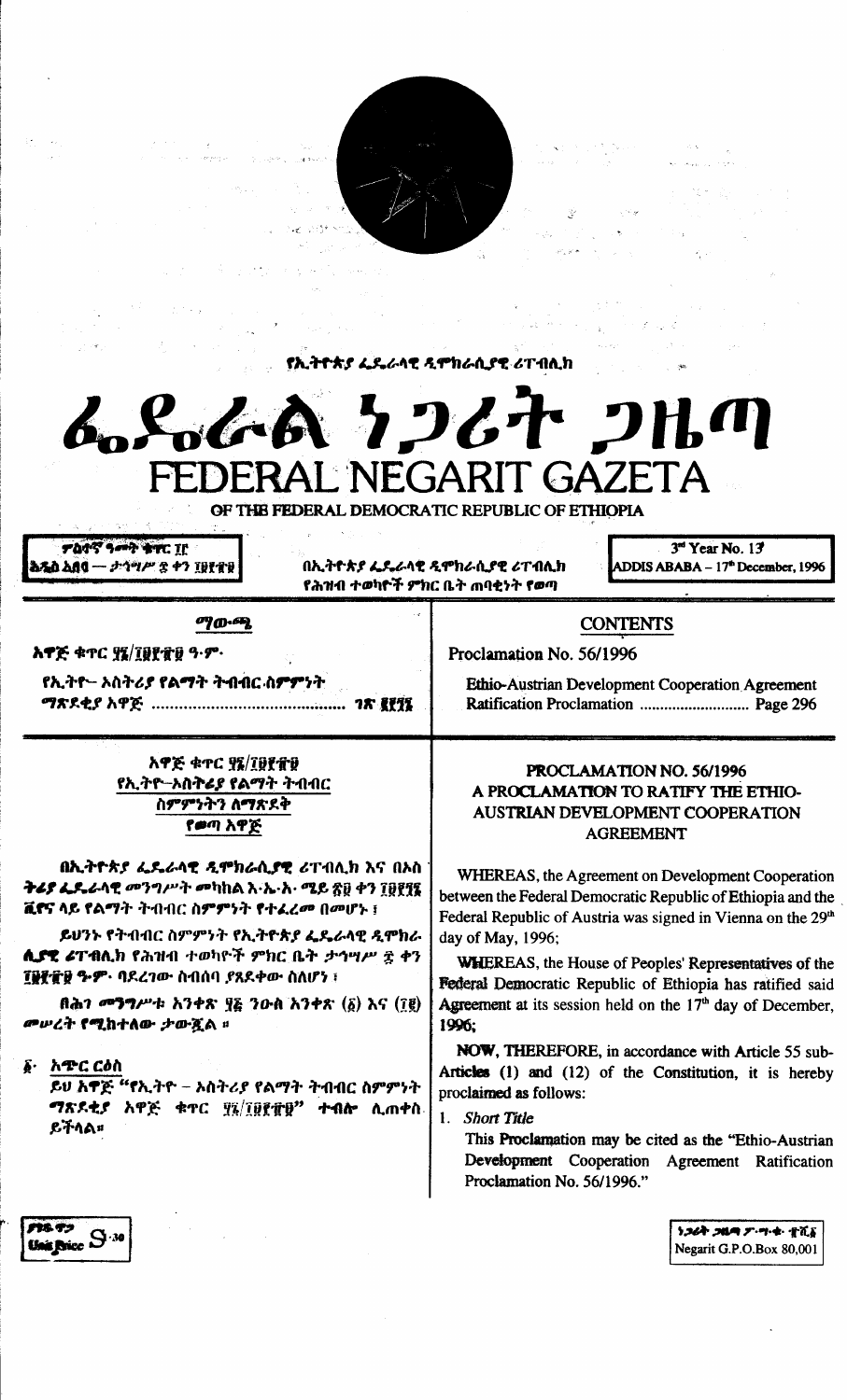የኢትዮጵያ ፌዴራላዊ ዲሞክራሲያዊ ሪፐብሊክ

# ፌዴራል ነጋሪት ጋዜጣ
# FEDERAL NEGARIT GAZETA
OF THE FEDERAL DEMOCRATIC REPUBLIC OF ETHIOPIA

ሦስተኛ ዓመት ቁጥር ፲፫
አዲስ አበባ — ታኅሣሥ ፰ ቀን ፲፱፻፹፱

በኢትዮጵያ ፌዴራላዊ ዲሞክራሲያዊ ሪፐብሊክ
የሕዝብ ተወካዮች ምክር ቤት ጠባቂነት የወጣ

3rd Year No. 13
ADDIS ABABA – 17th December, 1996

## ማውጫ

አዋጅ ቁጥር ፶፮/፲፱፻፹፱ ዓ.ም.

የኢትዮ– ኦስትሪያ የልማት ትብብር ስምምነት ማጽደቂያ አዋጅ ........................................ ገጽ ፪፻፺፮

## CONTENTS

Proclamation No. 56/1996

Ethio-Austrian Development Cooperation Agreement Ratification Proclamation ........................... Page 296

## አዋጅ ቁጥር ፶፮/፲፱፻፹፱
## የኢትዮ–ኦስትሪያ የልማት ትብብር ስምምነትን ለማጽደቅ የወጣ አዋጅ

በኢትዮጵያ ፌዴራላዊ ዲሞክራሲያዊ ሪፐብሊክ እና በኦስትሪያ ፌዴራላዊ መንግሥት መካከል እ.ኤ.አ. ሜይ ፳፱ ቀን ፲፱፻፺፮ ቬየና ላይ የልማት ትብብር ስምምነት የተፈረመ በመሆኑ ፤

ይህንኑ የትብብር ስምምነት የኢትዮጵያ ፌዴራላዊ ዲሞክራሲያዊ ሪፐብሊክ የሕዝብ ተወካዮች ምክር ቤት ታኅሣሥ ፰ ቀን ፲፱፻፹፱ ዓ.ም. ባደረገው ስብሰባ ያጸደቀው ስለሆነ ፤

በሕገ መንግሥቱ አንቀጽ ፶፭ ንዑስ አንቀጽ (፩) እና (፲፪) መሠረት የሚከተለው ታውጇል ።

**፩· አጭር ርዕስ**

ይህ አዋጅ "የኢትዮ – ኦስትሪያ የልማት ትብብር ስምምነት ማጽደቂያ አዋጅ ቁጥር ፶፮/፲፱፻፹፱" ተብሎ ሊጠቀስ ይችላል።

## PROCLAMATION NO. 56/1996
## A PROCLAMATION TO RATIFY THE ETHIO-AUSTRIAN DEVELOPMENT COOPERATION AGREEMENT

WHEREAS, the Agreement on Development Cooperation between the Federal Democratic Republic of Ethiopia and the Federal Republic of Austria was signed in Vienna on the 29th day of May, 1996;

WHEREAS, the House of Peoples' Representatives of the Federal Democratic Republic of Ethiopia has ratified said Agreement at its session held on the 17th day of December, 1996;

NOW, THEREFORE, in accordance with Article 55 sub-Articles (1) and (12) of the Constitution, it is hereby proclaimed as follows:

1. *Short Title*

This Proclamation may be cited as the "Ethio-Austrian Development Cooperation Agreement Ratification Proclamation No. 56/1996."

ያንዱ ዋጋ
Unit Price 3.30

ነጋሪት ጋዜጣ ፖ.ሣ.ቁ. ፹ሺ፩
Negarit G.P.O.Box 80,001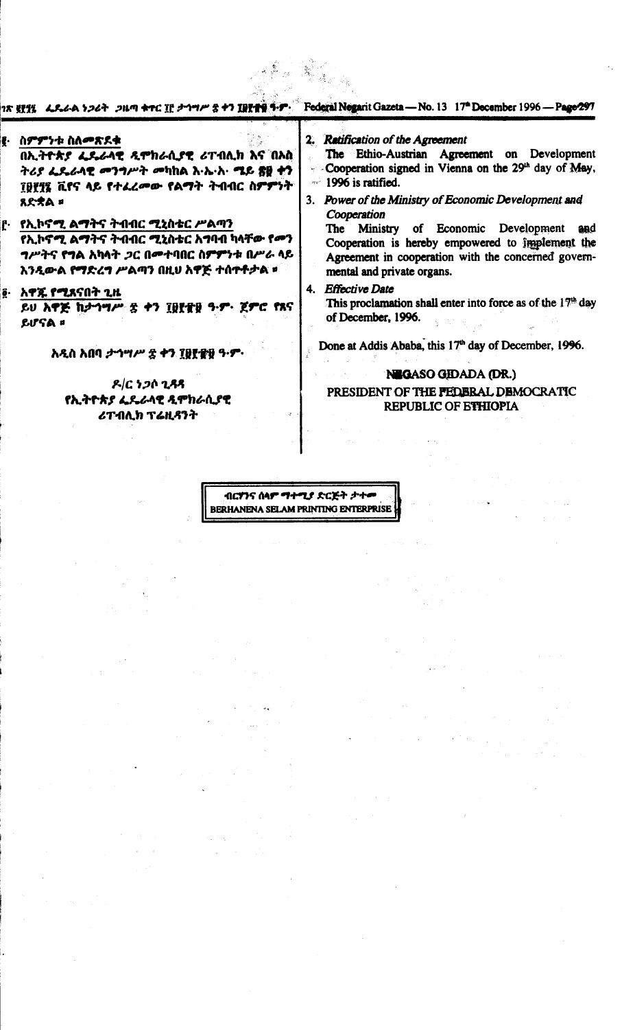፪· ስምምነቱ ስለመጽደቁ

በኢትዮጵያ ፌዴራላዊ ዲሞክራሲያዊ ሪፐብሊክ እና በኦስትሪያ ፌዴራላዊ መንግሥት መካከል እ.ኤ.አ· ሜይ ፳፱ ቀን ፲፱፻፺፮ ቪየና ላይ የተፈረመው የልማት ትብብር ስምምነት ጸድቋል ።

፫· የኢኮኖሚ ልማትና ትብብር ሚኒስቴር ሥልጣን

የኢኮኖሚ ልማትና ትብብር ሚኒስቴር አግባብ ካላቸው የመንግሥትና የግል አካላት ጋር በመተባበር ስምምነቱ በሥራ ላይ እንዲውል የማድረግ ሥልጣን በዚህ አዋጅ ተሰጥቶታል ።

፬· አዋጁ የሚጸናበት ጊዜ

ይህ አዋጅ ከታኅሣሥ ፰ ቀን ፲፱፻፹፱ ዓ·ም· ጀምሮ የጸና ይሆናል ።

አዲስ አበባ ታኅሣሥ ፰ ቀን ፲፱፻፹፱ ዓ·ም·

ዶ/ር ነጋሶ ጊዳዳ

የኢትዮጵያ ፌዴራላዊ ዲሞክራሲያዊ ሪፐብሊክ ፕሬዚዳንት

2. *Ratification of the Agreement*

The Ethio-Austrian Agreement on Development Cooperation signed in Vienna on the 29th day of May, 1996 is ratified.

3. *Power of the Ministry of Economic Development and Cooperation*

The Ministry of Economic Development and Cooperation is hereby empowered to implement the Agreement in cooperation with the concerned governmental and private organs.

4. *Effective Date*

This proclamation shall enter into force as of the 17th day of December, 1996.

Done at Addis Ababa, this 17th day of December, 1996.

NEGASO GIDADA (DR.)

PRESIDENT OF THE FEDERAL DEMOCRATIC REPUBLIC OF ETHIOPIA

ብርሃንና ሰላም ማተሚያ ድርጅት ታተመ
BERHANENA SELAM PRINTING ENTERPRISE